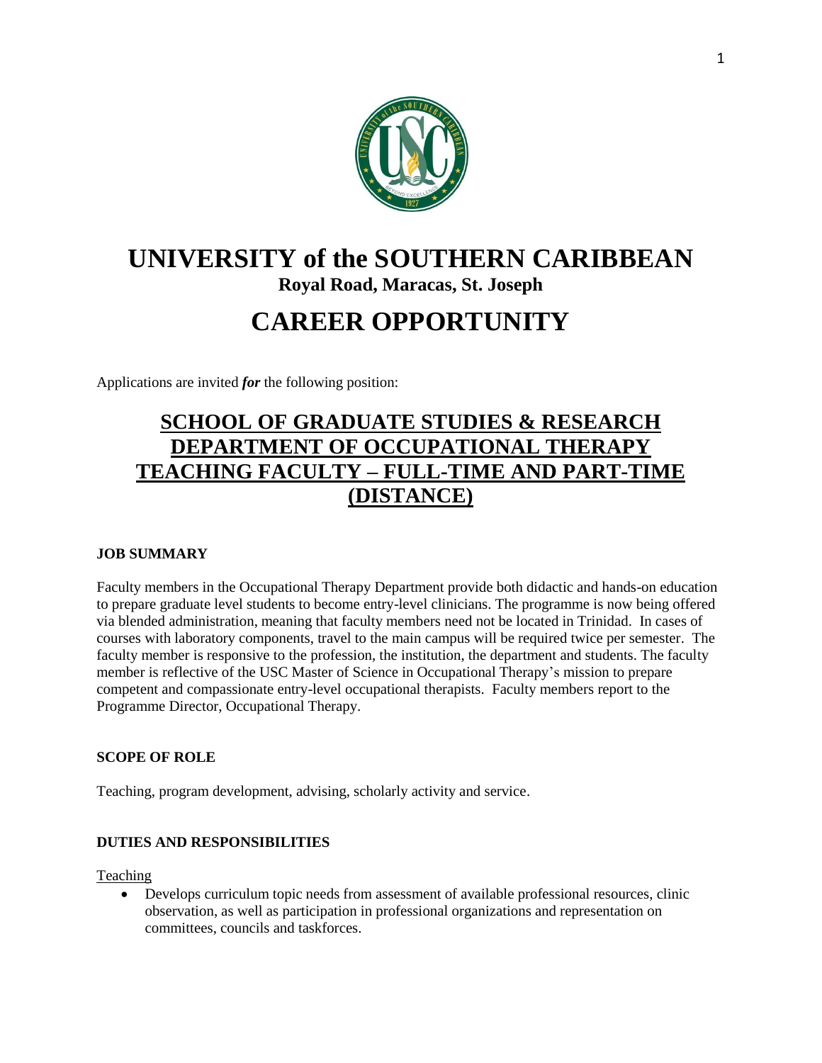# UNIVERSITY of the SOUTHERN CARIBBEAN

**Royal Road, Maracas, St. Joseph**

# CAREER OPPORTUNITY

Applications are invited ***for*** the following position:

## SCHOOL OF GRADUATE STUDIES & RESEARCH
## DEPARTMENT OF OCCUPATIONAL THERAPY
## TEACHING FACULTY – FULL-TIME AND PART-TIME (DISTANCE)

### JOB SUMMARY

Faculty members in the Occupational Therapy Department provide both didactic and hands-on education to prepare graduate level students to become entry-level clinicians. The programme is now being offered via blended administration, meaning that faculty members need not be located in Trinidad. In cases of courses with laboratory components, travel to the main campus will be required twice per semester. The faculty member is responsive to the profession, the institution, the department and students. The faculty member is reflective of the USC Master of Science in Occupational Therapy's mission to prepare competent and compassionate entry-level occupational therapists. Faculty members report to the Programme Director, Occupational Therapy.

### SCOPE OF ROLE

Teaching, program development, advising, scholarly activity and service.

### DUTIES AND RESPONSIBILITIES

Teaching

- Develops curriculum topic needs from assessment of available professional resources, clinic observation, as well as participation in professional organizations and representation on committees, councils and taskforces.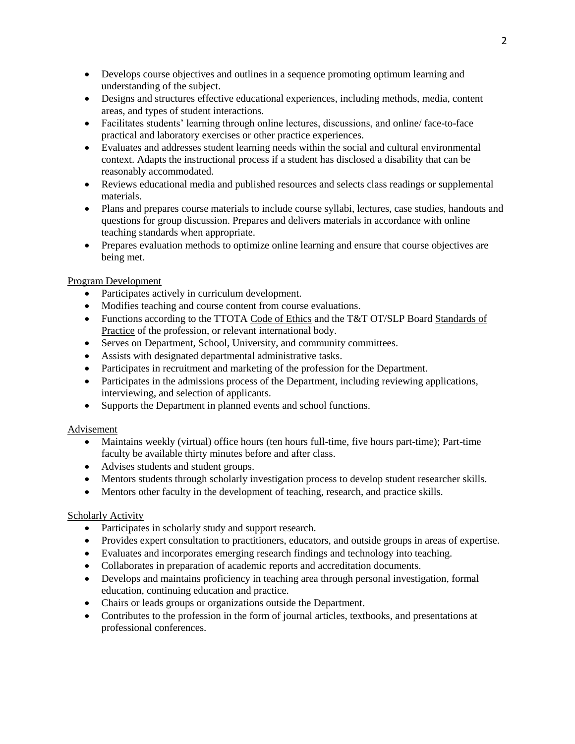- Develops course objectives and outlines in a sequence promoting optimum learning and understanding of the subject.
- Designs and structures effective educational experiences, including methods, media, content areas, and types of student interactions.
- Facilitates students' learning through online lectures, discussions, and online/ face-to-face practical and laboratory exercises or other practice experiences.
- Evaluates and addresses student learning needs within the social and cultural environmental context. Adapts the instructional process if a student has disclosed a disability that can be reasonably accommodated.
- Reviews educational media and published resources and selects class readings or supplemental materials.
- Plans and prepares course materials to include course syllabi, lectures, case studies, handouts and questions for group discussion. Prepares and delivers materials in accordance with online teaching standards when appropriate.
- Prepares evaluation methods to optimize online learning and ensure that course objectives are being met.

Program Development

- Participates actively in curriculum development.
- Modifies teaching and course content from course evaluations.
- Functions according to the TTOTA Code of Ethics and the T&T OT/SLP Board Standards of Practice of the profession, or relevant international body.
- Serves on Department, School, University, and community committees.
- Assists with designated departmental administrative tasks.
- Participates in recruitment and marketing of the profession for the Department.
- Participates in the admissions process of the Department, including reviewing applications, interviewing, and selection of applicants.
- Supports the Department in planned events and school functions.

Advisement

- Maintains weekly (virtual) office hours (ten hours full-time, five hours part-time); Part-time faculty be available thirty minutes before and after class.
- Advises students and student groups.
- Mentors students through scholarly investigation process to develop student researcher skills.
- Mentors other faculty in the development of teaching, research, and practice skills.

Scholarly Activity

- Participates in scholarly study and support research.
- Provides expert consultation to practitioners, educators, and outside groups in areas of expertise.
- Evaluates and incorporates emerging research findings and technology into teaching.
- Collaborates in preparation of academic reports and accreditation documents.
- Develops and maintains proficiency in teaching area through personal investigation, formal education, continuing education and practice.
- Chairs or leads groups or organizations outside the Department.
- Contributes to the profession in the form of journal articles, textbooks, and presentations at professional conferences.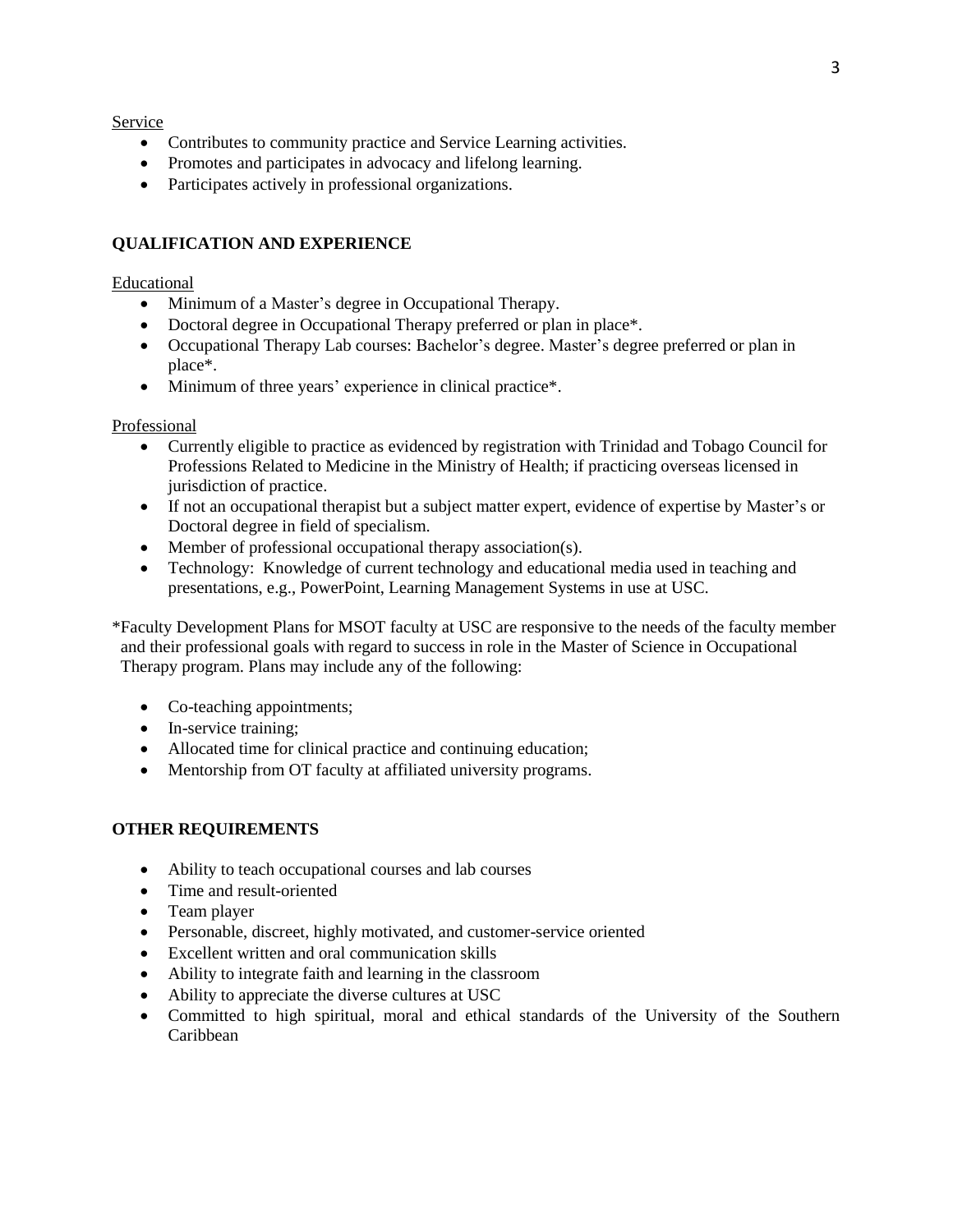Service

- Contributes to community practice and Service Learning activities.
- Promotes and participates in advocacy and lifelong learning.
- Participates actively in professional organizations.

## QUALIFICATION AND EXPERIENCE

Educational

- Minimum of a Master's degree in Occupational Therapy.
- Doctoral degree in Occupational Therapy preferred or plan in place*.
- Occupational Therapy Lab courses: Bachelor's degree. Master's degree preferred or plan in place*.
- Minimum of three years' experience in clinical practice*.

Professional

- Currently eligible to practice as evidenced by registration with Trinidad and Tobago Council for Professions Related to Medicine in the Ministry of Health; if practicing overseas licensed in jurisdiction of practice.
- If not an occupational therapist but a subject matter expert, evidence of expertise by Master's or Doctoral degree in field of specialism.
- Member of professional occupational therapy association(s).
- Technology: Knowledge of current technology and educational media used in teaching and presentations, e.g., PowerPoint, Learning Management Systems in use at USC.

*Faculty Development Plans for MSOT faculty at USC are responsive to the needs of the faculty member and their professional goals with regard to success in role in the Master of Science in Occupational Therapy program. Plans may include any of the following:

- Co-teaching appointments;
- In-service training;
- Allocated time for clinical practice and continuing education;
- Mentorship from OT faculty at affiliated university programs.

## OTHER REQUIREMENTS

- Ability to teach occupational courses and lab courses
- Time and result-oriented
- Team player
- Personable, discreet, highly motivated, and customer-service oriented
- Excellent written and oral communication skills
- Ability to integrate faith and learning in the classroom
- Ability to appreciate the diverse cultures at USC
- Committed to high spiritual, moral and ethical standards of the University of the Southern Caribbean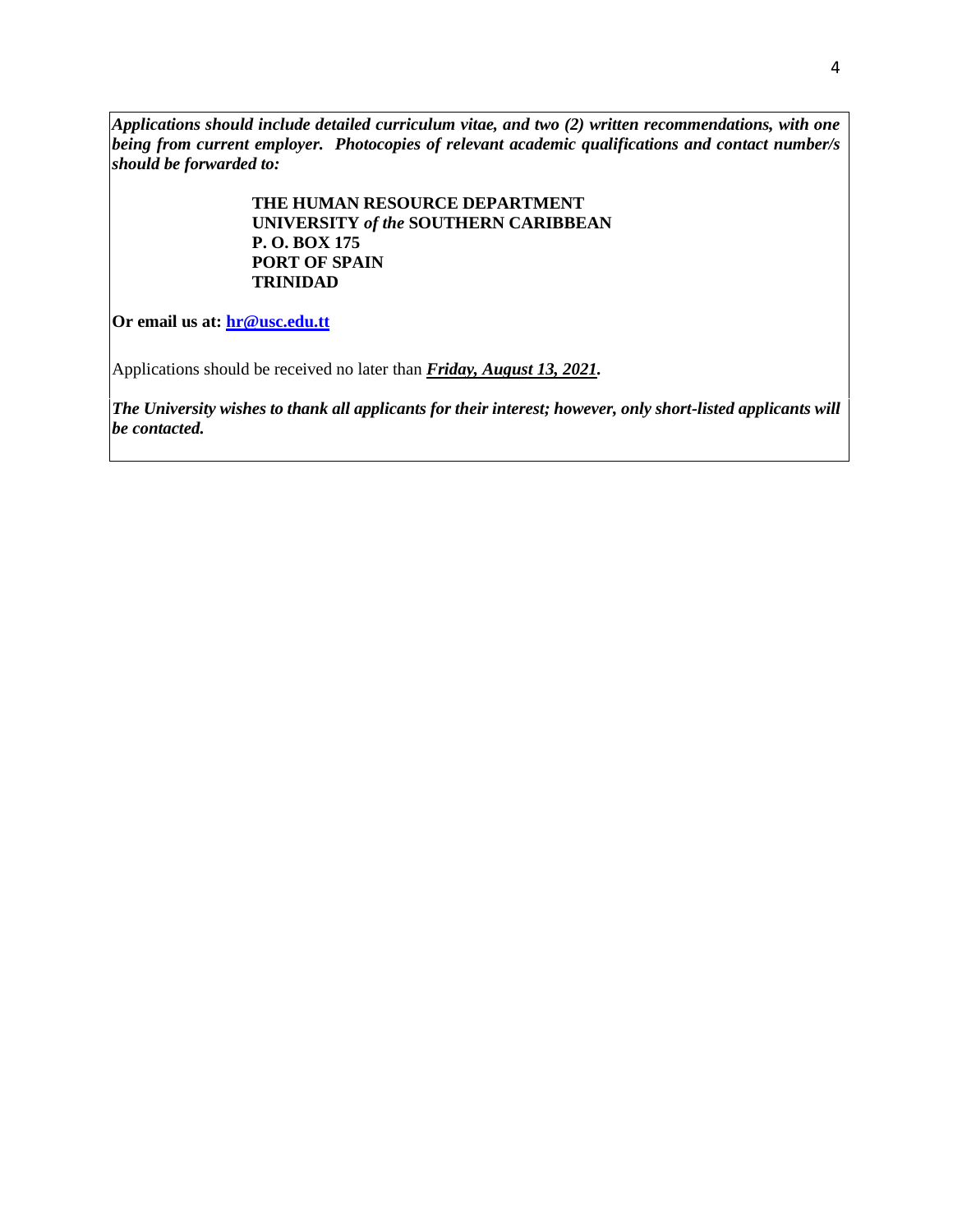***Applications should include detailed curriculum vitae, and two (2) written recommendations, with one being from current employer. Photocopies of relevant academic qualifications and contact number/s should be forwarded to:***

**THE HUMAN RESOURCE DEPARTMENT**
**UNIVERSITY *of the* SOUTHERN CARIBBEAN**
**P. O. BOX 175**
**PORT OF SPAIN**
**TRINIDAD**

**Or email us at: hr@usc.edu.tt**

Applications should be received no later than ***Friday, August 13, 2021.***

***The University wishes to thank all applicants for their interest; however, only short-listed applicants will be contacted.***